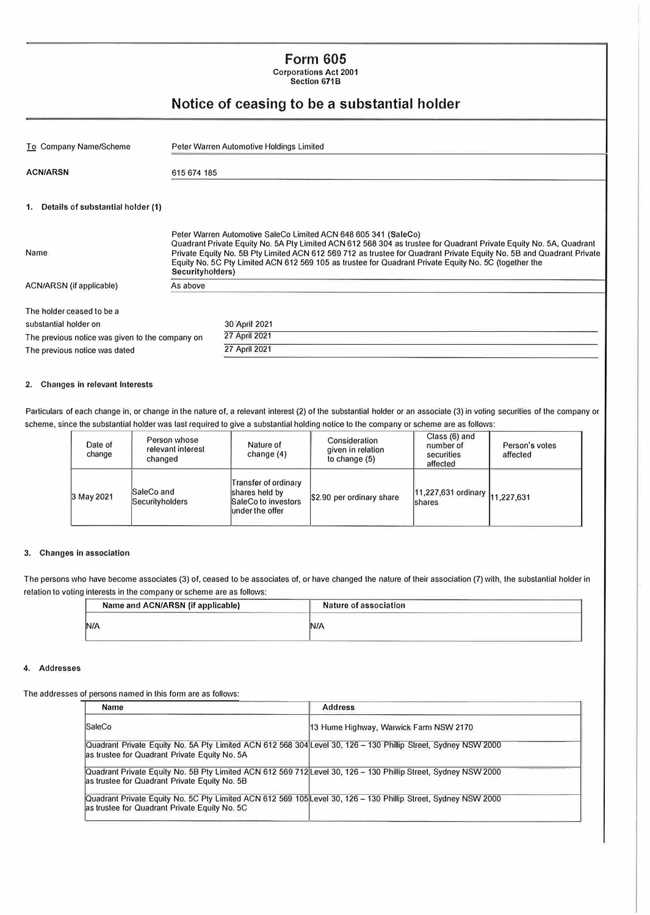# Form 605

**Corporations Act 2001**
**Section 671B**

## Notice of ceasing to be a substantial holder

| | |
|---|---|
| To Company Name/Scheme | Peter Warren Automotive Holdings Limited |
| **ACN/ARSN** | 615 674 185 |

**1. Details of substantial holder (1)**

| | |
|---|---|
| Name | Peter Warren Automotive SaleCo Limited ACN 648 605 341 (**SaleCo**)<br>Quadrant Private Equity No. 5A Pty Limited ACN 612 568 304 as trustee for Quadrant Private Equity No. 5A, Quadrant Private Equity No. 5B Pty Limited ACN 612 569 712 as trustee for Quadrant Private Equity No. 5B and Quadrant Private Equity No. 5C Pty Limited ACN 612 569 105 as trustee for Quadrant Private Equity No. 5C (together the **Securityholders**) |
| ACN/ARSN (if applicable) | As above |

| | |
|---|---|
| The holder ceased to be a substantial holder on | 30 April 2021 |
| The previous notice was given to the company on | 27 April 2021 |
| The previous notice was dated | 27 April 2021 |

**2. Changes in relevant interests**

Particulars of each change in, or change in the nature of, a relevant interest (2) of the substantial holder or an associate (3) in voting securities of the company or scheme, since the substantial holder was last required to give a substantial holding notice to the company or scheme are as follows:

| Date of change | Person whose relevant interest changed | Nature of change (4) | Consideration given in relation to change (5) | Class (6) and number of securities affected | Person's votes affected |
|---|---|---|---|---|---|
| 3 May 2021 | SaleCo and Securityholders | Transfer of ordinary shares held by SaleCo to investors under the offer | $2.90 per ordinary share | 11,227,631 ordinary shares | 11,227,631 |

**3. Changes in association**

The persons who have become associates (3) of, ceased to be associates of, or have changed the nature of their association (7) with, the substantial holder in relation to voting interests in the company or scheme are as follows:

| Name and ACN/ARSN (if applicable) | Nature of association |
|---|---|
| N/A | N/A |

**4. Addresses**

The addresses of persons named in this form are as follows:

| Name | Address |
|---|---|
| SaleCo | 13 Hume Highway, Warwick Farm NSW 2170 |
| Quadrant Private Equity No. 5A Pty Limited ACN 612 568 304 as trustee for Quadrant Private Equity No. 5A | Level 30, 126 – 130 Phillip Street, Sydney NSW 2000 |
| Quadrant Private Equity No. 5B Pty Limited ACN 612 569 712 as trustee for Quadrant Private Equity No. 5B | Level 30, 126 – 130 Phillip Street, Sydney NSW 2000 |
| Quadrant Private Equity No. 5C Pty Limited ACN 612 569 105 as trustee for Quadrant Private Equity No. 5C | Level 30, 126 – 130 Phillip Street, Sydney NSW 2000 |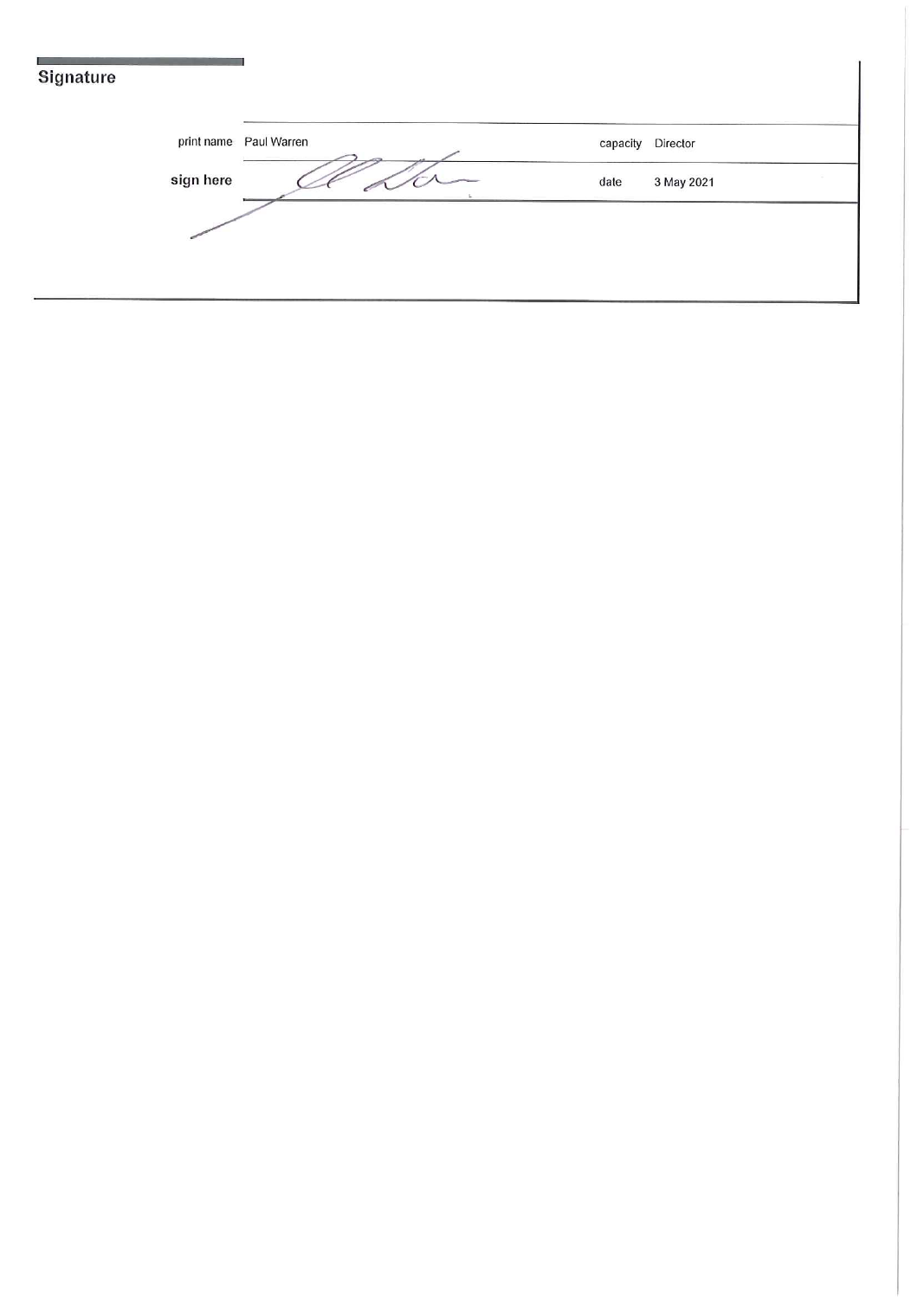## Signature

| | | | |
|---|---|---|---|
| print name | Paul Warren | capacity | Director |
| sign here | | date | 3 May 2021 |